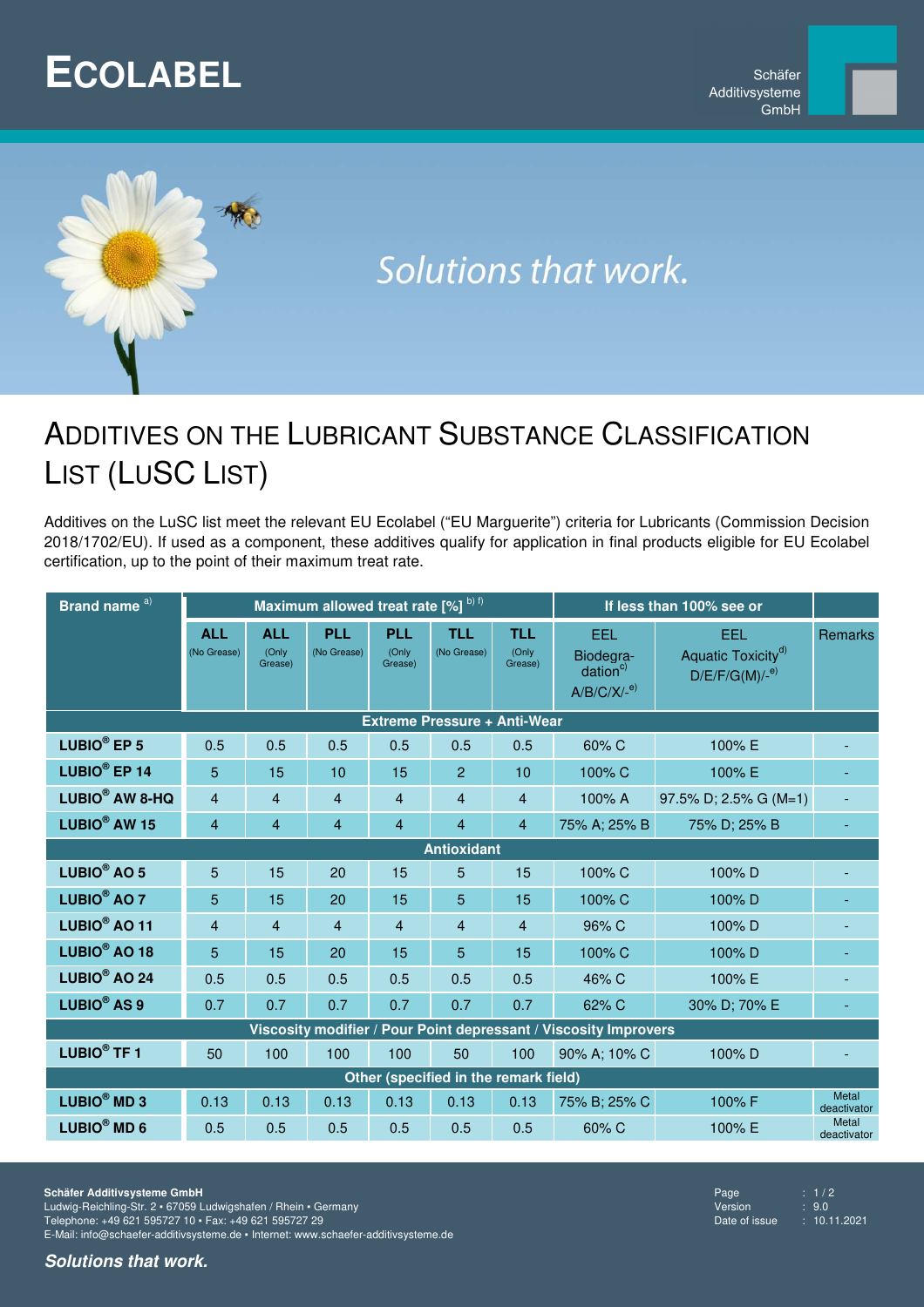# ECOLABEL

Schäfer Additivsysteme GmbH

*Solutions that work.*

# ADDITIVES ON THE LUBRICANT SUBSTANCE CLASSIFICATION LIST (LUSC LIST)

Additives on the LuSC list meet the relevant EU Ecolabel ("EU Marguerite") criteria for Lubricants (Commission Decision 2018/1702/EU). If used as a component, these additives qualify for application in final products eligible for EU Ecolabel certification, up to the point of their maximum treat rate.

| Brand name [a)] | Maximum allowed treat rate [%] [b) f)] | | | | | | If less than 100% see or | | |
|---|---|---|---|---|---|---|---|---|---|
| | ALL (No Grease) | ALL (Only Grease) | PLL (No Grease) | PLL (Only Grease) | TLL (No Grease) | TLL (Only Grease) | EEL Biodegradation[c)] A/B/C/X/-[e)] | EEL Aquatic Toxicity[d)] D/E/F/G(M)/-[e)] | Remarks |
| **Extreme Pressure + Anti-Wear** | | | | | | | | | |
| **LUBIO® EP 5** | 0.5 | 0.5 | 0.5 | 0.5 | 0.5 | 0.5 | 60% C | 100% E | - |
| **LUBIO® EP 14** | 5 | 15 | 10 | 15 | 2 | 10 | 100% C | 100% E | - |
| **LUBIO® AW 8-HQ** | 4 | 4 | 4 | 4 | 4 | 4 | 100% A | 97.5% D; 2.5% G (M=1) | - |
| **LUBIO® AW 15** | 4 | 4 | 4 | 4 | 4 | 4 | 75% A; 25% B | 75% D; 25% B | - |
| **Antioxidant** | | | | | | | | | |
| **LUBIO® AO 5** | 5 | 15 | 20 | 15 | 5 | 15 | 100% C | 100% D | - |
| **LUBIO® AO 7** | 5 | 15 | 20 | 15 | 5 | 15 | 100% C | 100% D | - |
| **LUBIO® AO 11** | 4 | 4 | 4 | 4 | 4 | 4 | 96% C | 100% D | - |
| **LUBIO® AO 18** | 5 | 15 | 20 | 15 | 5 | 15 | 100% C | 100% D | - |
| **LUBIO® AO 24** | 0.5 | 0.5 | 0.5 | 0.5 | 0.5 | 0.5 | 46% C | 100% E | - |
| **LUBIO® AS 9** | 0.7 | 0.7 | 0.7 | 0.7 | 0.7 | 0.7 | 62% C | 30% D; 70% E | - |
| **Viscosity modifier / Pour Point depressant / Viscosity Improvers** | | | | | | | | | |
| **LUBIO® TF 1** | 50 | 100 | 100 | 100 | 50 | 100 | 90% A; 10% C | 100% D | - |
| **Other (specified in the remark field)** | | | | | | | | | |
| **LUBIO® MD 3** | 0.13 | 0.13 | 0.13 | 0.13 | 0.13 | 0.13 | 75% B; 25% C | 100% F | Metal deactivator |
| **LUBIO® MD 6** | 0.5 | 0.5 | 0.5 | 0.5 | 0.5 | 0.5 | 60% C | 100% E | Metal deactivator |

**Schäfer Additivsysteme GmbH**
Ludwig-Reichling-Str. 2 • 67059 Ludwigshafen / Rhein • Germany
Telephone: +49 621 595727 10 • Fax: +49 621 595727 29
E-Mail: info@schaefer-additivsysteme.de • Internet: www.schaefer-additivsysteme.de

Version: 9.0
Date of issue: 10.11.2021

***Solutions that work.***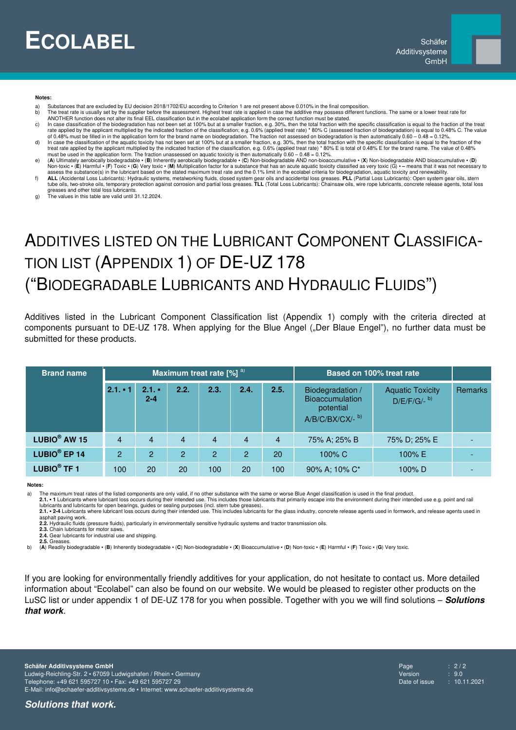**Notes:**

a) Substances that are excluded by EU decision 2018/1702/EU according to Criterion 1 are not present above 0.010% in the final composition.

b) The treat rate is usually set by the supplier before the assessment. Highest treat rate is applied in case the additive may possess different functions. The same or a lower treat rate for ANOTHER function does not alter its final EEL classification but in the ecolabel application form the correct function must be stated.

c) In case classification of the biodegradation has not been set at 100% but at a smaller fraction, e.g. 30%, then the total fraction with the specific classification is equal to the fraction of the treat rate applied by the applicant multiplied by the indicated fraction of the classification; e.g. 0.6% (applied treat rate) * 80% C (assessed fraction of biodegradation) is equal to 0.48% C. The value of 0.48% must be filled in in the application form for the brand name on biodegradation. The fraction not assessed on biodegradation is then automatically 0.60 – 0.48 = 0.12%.

d) In case the classification of the aquatic toxicity has not been set at 100% but at a smaller fraction, e.g. 30%, then the total fraction with the specific classification is equal to the fraction of the treat rate applied by the applicant multiplied by the indicated fraction of the classification, e.g. 0.6% (applied treat rate) * 80% E is total of 0.48% E for the brand name. The value of 0.48% must be used in the application form. The fraction unassessed on aquatic toxicity is then automatically 0.60 – 0.48 = 0.12%.

e) (**A**) Ultimately aerobically biodegradable • (**B**) Inherently aerobically biodegradable • (**C**) Non-biodegradable AND non-bioaccumulative • (**X**) Non-biodegradable AND bioaccumulative • (**D**) Non-toxic • (**E**) Harmful • (**F**) Toxic • (**G**) Very toxic • (**M**) Multiplication factor for a substance that has an acute aquatic toxicity classified as very toxic (G) • **–** means that it was not necessary to assess the substance(s) in the lubricant based on the stated maximum treat rate and the 0.1% limit in the ecolabel criteria for biodegradation, aquatic toxicity and renewability.

f) **ALL** (Accidental Loss Lubricants): Hydraulic systems, metalworking fluids, closed system gear oils and accidental loss greases. **PLL** (Partial Loss Lubricants): Open system gear oils, stern tube oils, two-stroke oils, temporary protection against corrosion and partial loss greases. **TLL** (Total Loss Lubricants): Chainsaw oils, wire rope lubricants, concrete release agents, total loss greases and other total loss lubricants.

g) The values in this table are valid until 31.12.2024.

# Additives listed on the Lubricant Component Classification list (Appendix 1) of DE-UZ 178 ("Biodegradable Lubricants and Hydraulic Fluids")

Additives listed in the Lubricant Component Classification list (Appendix 1) comply with the criteria directed at components pursuant to DE-UZ 178. When applying for the Blue Angel („Der Blaue Engel"), no further data must be submitted for these products.

| Brand name | Maximum treat rate [%] [a] | | | | | | Based on 100% treat rate | | |
|---|---|---|---|---|---|---|---|---|---|
| | 2.1. • 1 | 2.1. • 2-4 | 2.2. | 2.3. | 2.4. | 2.5. | Biodegradation / Bioaccumulation potential A/B/C/BX/CX/- [b] | Aquatic Toxicity D/E/F/G/- [b] | Remarks |
| **LUBIO® AW 15** | 4 | 4 | 4 | 4 | 4 | 4 | 75% A; 25% B | 75% D; 25% E | - |
| **LUBIO® EP 14** | 2 | 2 | 2 | 2 | 2 | 20 | 100% C | 100% E | - |
| **LUBIO® TF 1** | 100 | 20 | 20 | 100 | 20 | 100 | 90% A; 10% C* | 100% D | - |

**Notes:**

a) The maximum treat rates of the listed components are only valid, if no other substance with the same or worse Blue Angel classification is used in the final product.
**2.1. • 1** Lubricants where lubricant loss occurs during their intended use. This includes those lubricants that primarily escape into the environment during their intended use e.g. point and rail lubricants and lubricants for open bearings, guides or sealing purposes (incl. stern tube greases).
**2.1. • 2-4** Lubricants where lubricant loss occurs during their intended use. This includes lubricants for the glass industry, concrete release agents used in formwork, and release agents used in asphalt paving work.
**2.2.** Hydraulic fluids (pressure fluids), particularly in environmentally sensitive hydraulic systems and tractor transmission oils.
**2.3.** Chain lubricants for motor saws.
**2.4.** Gear lubricants for industrial use and shipping.
**2.5.** Greases.

b) (**A**) Readily biodegradable • (**B**) Inherently biodegradable • (**C**) Non-biodegradable • (**X**) Bioaccumulative • (**D**) Non-toxic • (**E**) Harmful • (**F**) Toxic • (**G**) Very toxic.

If you are looking for environmentally friendly additives for your application, do not hesitate to contact us. More detailed information about "Ecolabel" can also be found on our website. We would be pleased to register other products on the LuSC list or under appendix 1 of DE-UZ 178 for you when possible. Together with you we will find solutions – ***Solutions that work***.

**Schäfer Additivsysteme GmbH**
Ludwig-Reichling-Str. 2 • 67059 Ludwigshafen / Rhein • Germany
Telephone: +49 621 595727 10 • Fax: +49 621 595727 29
E-Mail: info@schaefer-additivsysteme.de • Internet: www.schaefer-additivsysteme.de

Version : 9.0
Date of issue : 10.11.2021